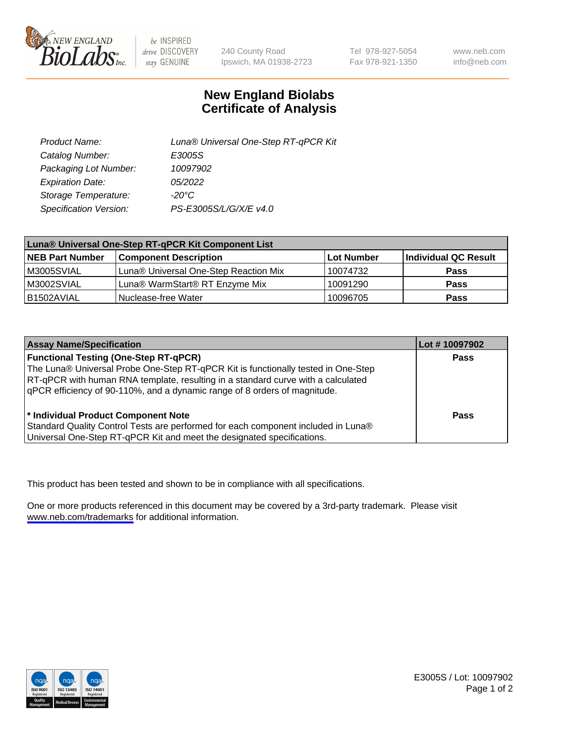New England BioLabs Inc. — be INSPIRED drive DISCOVERY stay GENUINE

240 County Road
Ipswich, MA 01938-2723

Tel 978-927-5054
Fax 978-921-1350

www.neb.com
info@neb.com

# New England Biolabs
# Certificate of Analysis

| | |
|---|---|
| *Product Name:* | *Luna® Universal One-Step RT-qPCR Kit* |
| *Catalog Number:* | *E3005S* |
| *Packaging Lot Number:* | *10097902* |
| *Expiration Date:* | *05/2022* |
| *Storage Temperature:* | *-20°C* |
| *Specification Version:* | *PS-E3005S/L/G/X/E v4.0* |

| **Luna® Universal One-Step RT-qPCR Kit Component List** | | | |
|---|---|---|---|
| **NEB Part Number** | **Component Description** | **Lot Number** | **Individual QC Result** |
| M3005SVIAL | Luna® Universal One-Step Reaction Mix | 10074732 | **Pass** |
| M3002SVIAL | Luna® WarmStart® RT Enzyme Mix | 10091290 | **Pass** |
| B1502AVIAL | Nuclease-free Water | 10096705 | **Pass** |

| **Assay Name/Specification** | **Lot # 10097902** |
|---|---|
| **Functional Testing (One-Step RT-qPCR)**<br>The Luna® Universal Probe One-Step RT-qPCR Kit is functionally tested in One-Step RT-qPCR with human RNA template, resulting in a standard curve with a calculated qPCR efficiency of 90-110%, and a dynamic range of 8 orders of magnitude. | **Pass** |
| **\* Individual Product Component Note**<br>Standard Quality Control Tests are performed for each component included in Luna® Universal One-Step RT-qPCR Kit and meet the designated specifications. | **Pass** |

This product has been tested and shown to be in compliance with all specifications.

One or more products referenced in this document may be covered by a 3rd-party trademark. Please visit www.neb.com/trademarks for additional information.

E3005S / Lot: 10097902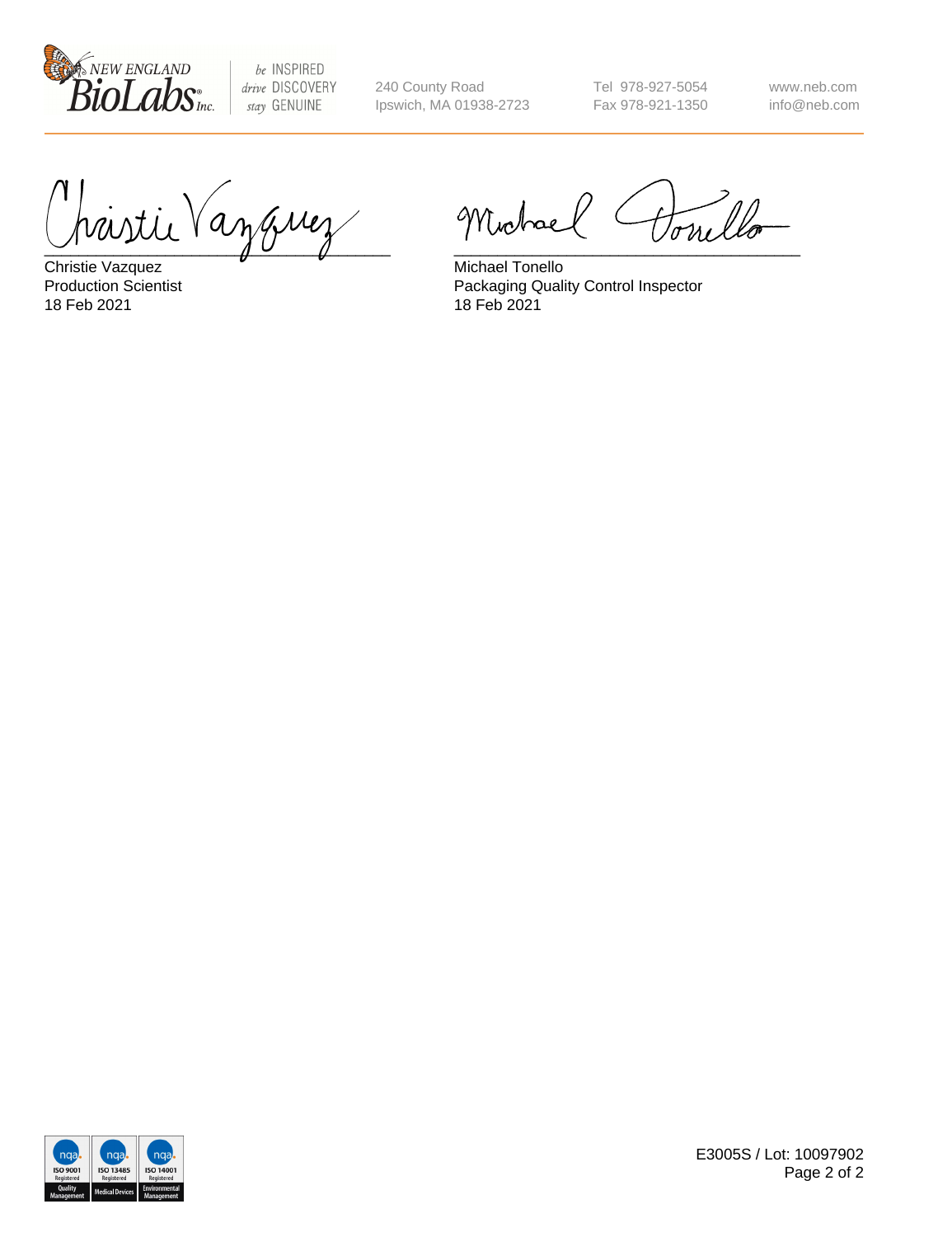Christie Vazquez
Production Scientist
18 Feb 2021

Michael Tonello
Packaging Quality Control Inspector
18 Feb 2021

E3005S / Lot: 10097902